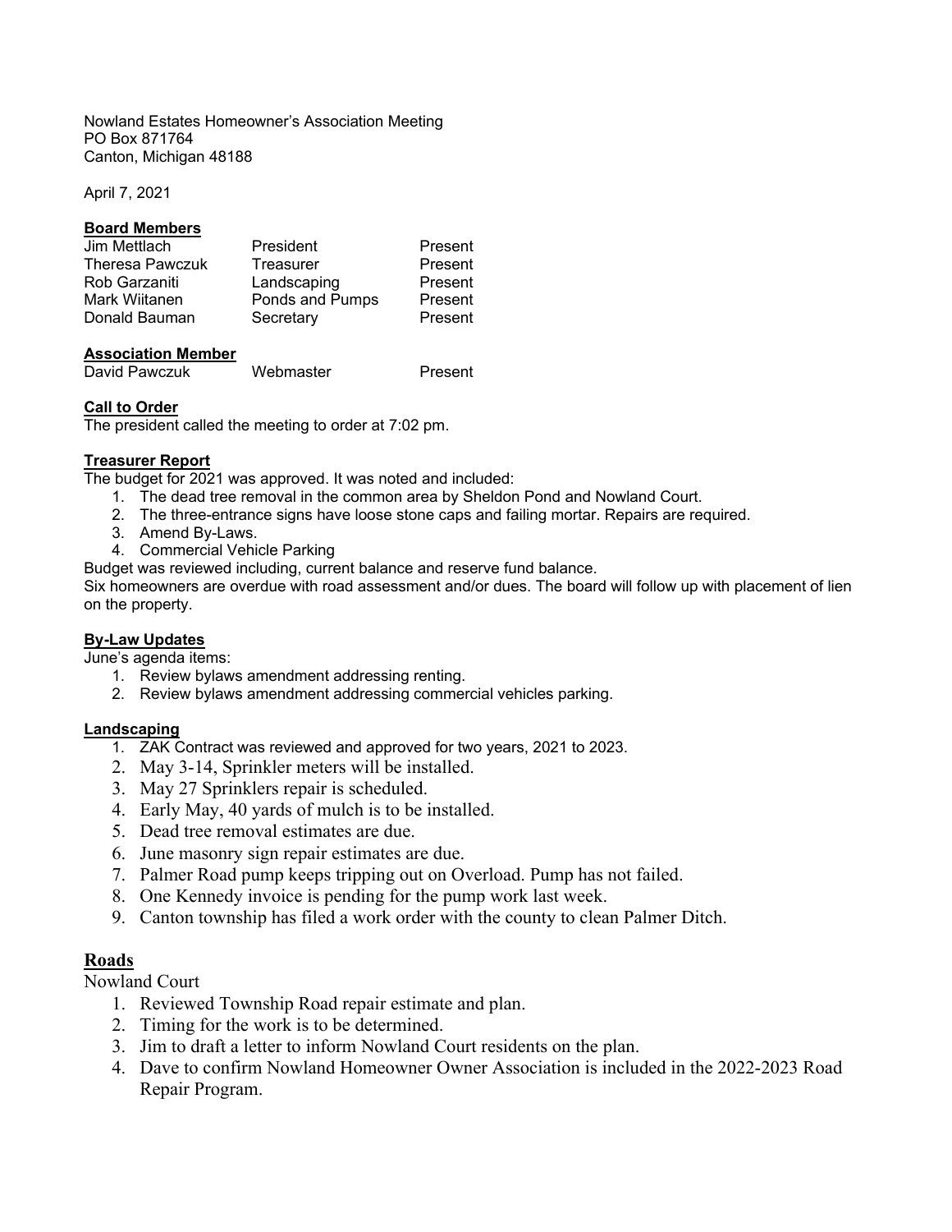Nowland Estates Homeowner's Association Meeting
PO Box 871764
Canton, Michigan 48188

April 7, 2021

**Board Members**

| | | |
|---|---|---|
| Jim Mettlach | President | Present |
| Theresa Pawczuk | Treasurer | Present |
| Rob Garzaniti | Landscaping | Present |
| Mark Wiitanen | Ponds and Pumps | Present |
| Donald Bauman | Secretary | Present |

**Association Member**

| | | |
|---|---|---|
| David Pawczuk | Webmaster | Present |

**Call to Order**

The president called the meeting to order at 7:02 pm.

**Treasurer Report**

The budget for 2021 was approved. It was noted and included:

1. The dead tree removal in the common area by Sheldon Pond and Nowland Court.
2. The three-entrance signs have loose stone caps and failing mortar. Repairs are required.
3. Amend By-Laws.
4. Commercial Vehicle Parking

Budget was reviewed including, current balance and reserve fund balance.
Six homeowners are overdue with road assessment and/or dues. The board will follow up with placement of lien on the property.

**By-Law Updates**

June's agenda items:

1. Review bylaws amendment addressing renting.
2. Review bylaws amendment addressing commercial vehicles parking.

**Landscaping**

1. ZAK Contract was reviewed and approved for two years, 2021 to 2023.
2. May 3-14, Sprinkler meters will be installed.
3. May 27 Sprinklers repair is scheduled.
4. Early May, 40 yards of mulch is to be installed.
5. Dead tree removal estimates are due.
6. June masonry sign repair estimates are due.
7. Palmer Road pump keeps tripping out on Overload. Pump has not failed.
8. One Kennedy invoice is pending for the pump work last week.
9. Canton township has filed a work order with the county to clean Palmer Ditch.

## Roads

Nowland Court

1. Reviewed Township Road repair estimate and plan.
2. Timing for the work is to be determined.
3. Jim to draft a letter to inform Nowland Court residents on the plan.
4. Dave to confirm Nowland Homeowner Owner Association is included in the 2022-2023 Road Repair Program.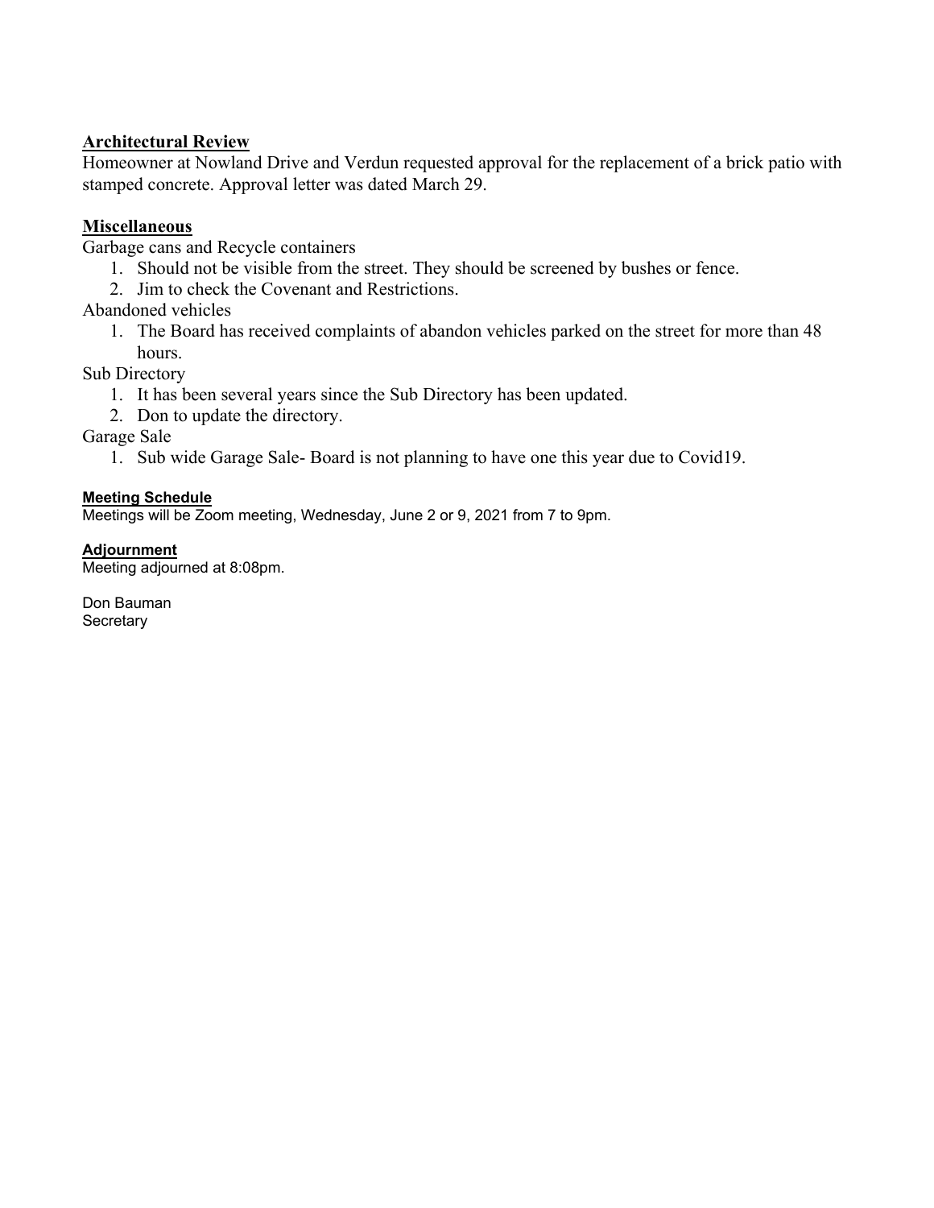## Architectural Review

Homeowner at Nowland Drive and Verdun requested approval for the replacement of a brick patio with stamped concrete. Approval letter was dated March 29.

## Miscellaneous

Garbage cans and Recycle containers

1. Should not be visible from the street. They should be screened by bushes or fence.
2. Jim to check the Covenant and Restrictions.

Abandoned vehicles

1. The Board has received complaints of abandon vehicles parked on the street for more than 48 hours.

Sub Directory

1. It has been several years since the Sub Directory has been updated.
2. Don to update the directory.

Garage Sale

1. Sub wide Garage Sale- Board is not planning to have one this year due to Covid19.

### Meeting Schedule

Meetings will be Zoom meeting, Wednesday, June 2 or 9, 2021 from 7 to 9pm.

### Adjournment

Meeting adjourned at 8:08pm.

Don Bauman
Secretary